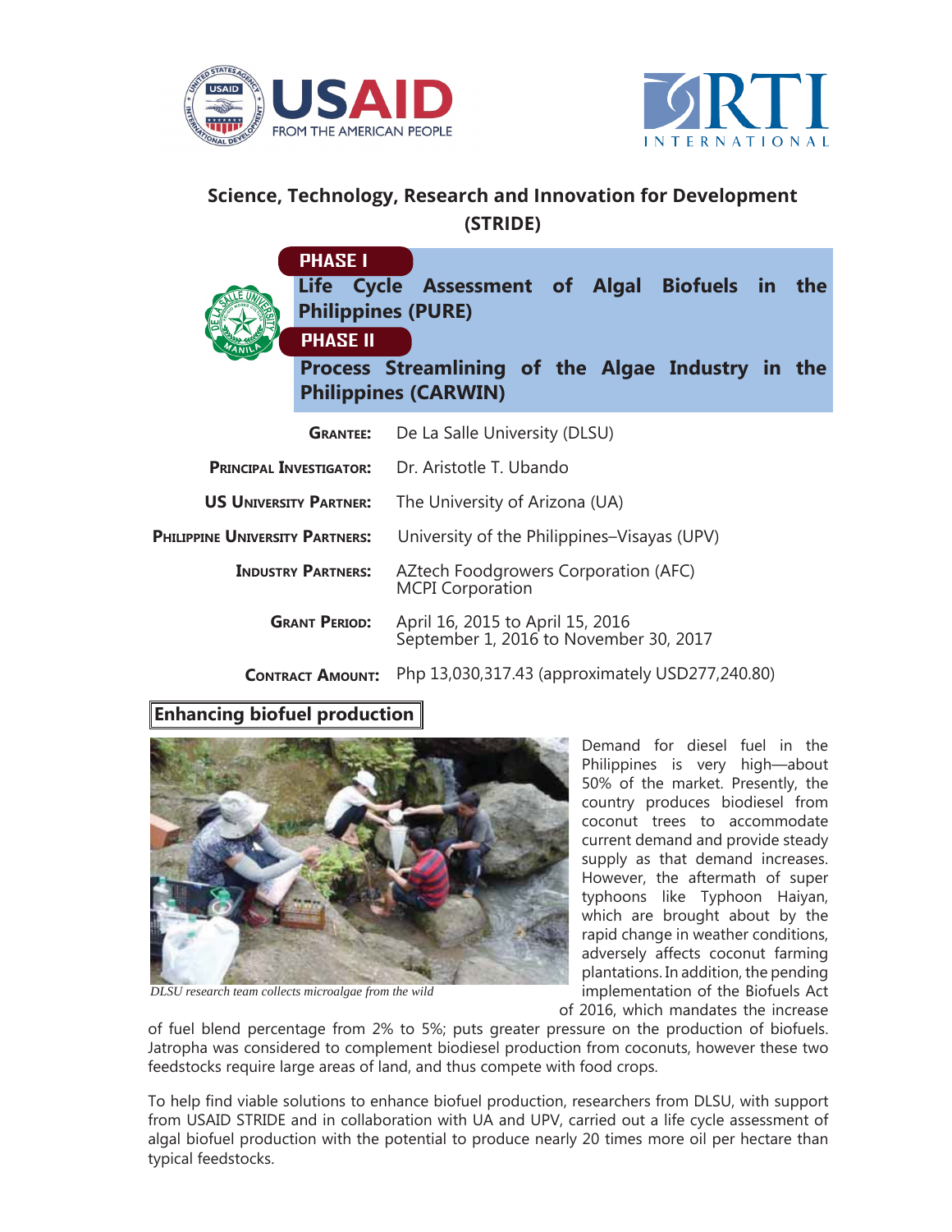# Science, Technology, Research and Innovation for Development (STRIDE)

**PHASE I**

**Life Cycle Assessment of Algal Biofuels in the Philippines (PURE)**

**PHASE II**

**Process Streamlining of the Algae Industry in the Philippines (CARWIN)**

| | |
|---|---|
| **Grantee:** | De La Salle University (DLSU) |
| **Principal Investigator:** | Dr. Aristotle T. Ubando |
| **US University Partner:** | The University of Arizona (UA) |
| **Philippine University Partners:** | University of the Philippines–Visayas (UPV) |
| **Industry Partners:** | AZtech Foodgrowers Corporation (AFC)<br>MCPI Corporation |
| **Grant Period:** | April 16, 2015 to April 15, 2016<br>September 1, 2016 to November 30, 2017 |
| **Contract Amount:** | Php 13,030,317.43 (approximately USD277,240.80) |

## Enhancing biofuel production

*DLSU research team collects microalgae from the wild*

Demand for diesel fuel in the Philippines is very high—about 50% of the market. Presently, the country produces biodiesel from coconut trees to accommodate current demand and provide steady supply as that demand increases. However, the aftermath of super typhoons like Typhoon Haiyan, which are brought about by the rapid change in weather conditions, adversely affects coconut farming plantations. In addition, the pending implementation of the Biofuels Act of 2016, which mandates the increase of fuel blend percentage from 2% to 5%; puts greater pressure on the production of biofuels. Jatropha was considered to complement biodiesel production from coconuts, however these two feedstocks require large areas of land, and thus compete with food crops.

To help find viable solutions to enhance biofuel production, researchers from DLSU, with support from USAID STRIDE and in collaboration with UA and UPV, carried out a life cycle assessment of algal biofuel production with the potential to produce nearly 20 times more oil per hectare than typical feedstocks.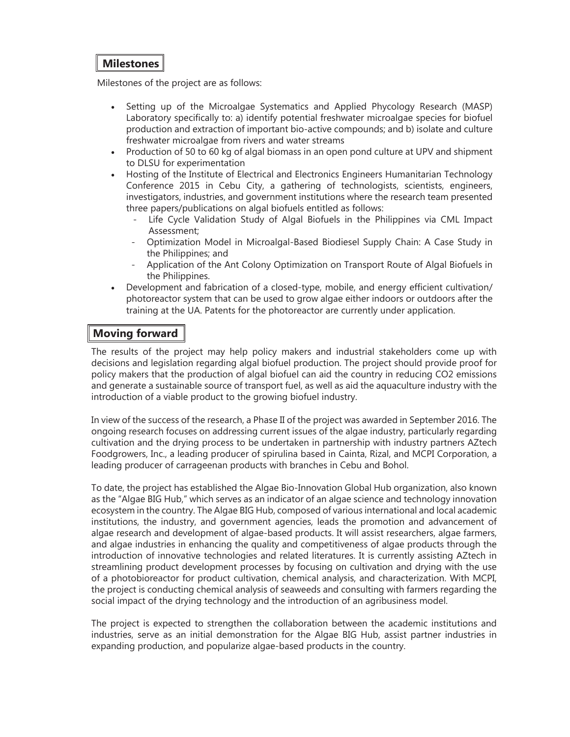## Milestones

Milestones of the project are as follows:

- Setting up of the Microalgae Systematics and Applied Phycology Research (MASP) Laboratory specifically to: a) identify potential freshwater microalgae species for biofuel production and extraction of important bio-active compounds; and b) isolate and culture freshwater microalgae from rivers and water streams
- Production of 50 to 60 kg of algal biomass in an open pond culture at UPV and shipment to DLSU for experimentation
- Hosting of the Institute of Electrical and Electronics Engineers Humanitarian Technology Conference 2015 in Cebu City, a gathering of technologists, scientists, engineers, investigators, industries, and government institutions where the research team presented three papers/publications on algal biofuels entitled as follows:
  - Life Cycle Validation Study of Algal Biofuels in the Philippines via CML Impact Assessment;
  - Optimization Model in Microalgal-Based Biodiesel Supply Chain: A Case Study in the Philippines; and
  - Application of the Ant Colony Optimization on Transport Route of Algal Biofuels in the Philippines.
- Development and fabrication of a closed-type, mobile, and energy efficient cultivation/ photoreactor system that can be used to grow algae either indoors or outdoors after the training at the UA. Patents for the photoreactor are currently under application.

## Moving forward

The results of the project may help policy makers and industrial stakeholders come up with decisions and legislation regarding algal biofuel production. The project should provide proof for policy makers that the production of algal biofuel can aid the country in reducing CO2 emissions and generate a sustainable source of transport fuel, as well as aid the aquaculture industry with the introduction of a viable product to the growing biofuel industry.

In view of the success of the research, a Phase II of the project was awarded in September 2016. The ongoing research focuses on addressing current issues of the algae industry, particularly regarding cultivation and the drying process to be undertaken in partnership with industry partners AZtech Foodgrowers, Inc., a leading producer of spirulina based in Cainta, Rizal, and MCPI Corporation, a leading producer of carrageenan products with branches in Cebu and Bohol.

To date, the project has established the Algae Bio-Innovation Global Hub organization, also known as the "Algae BIG Hub," which serves as an indicator of an algae science and technology innovation ecosystem in the country. The Algae BIG Hub, composed of various international and local academic institutions, the industry, and government agencies, leads the promotion and advancement of algae research and development of algae-based products. It will assist researchers, algae farmers, and algae industries in enhancing the quality and competitiveness of algae products through the introduction of innovative technologies and related literatures. It is currently assisting AZtech in streamlining product development processes by focusing on cultivation and drying with the use of a photobioreactor for product cultivation, chemical analysis, and characterization. With MCPI, the project is conducting chemical analysis of seaweeds and consulting with farmers regarding the social impact of the drying technology and the introduction of an agribusiness model.

The project is expected to strengthen the collaboration between the academic institutions and industries, serve as an initial demonstration for the Algae BIG Hub, assist partner industries in expanding production, and popularize algae-based products in the country.